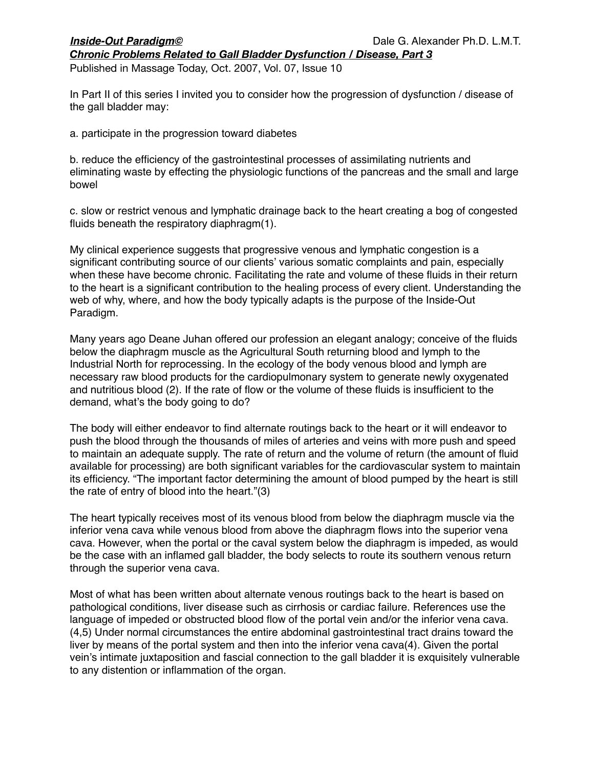***Inside-Out Paradigm©*** Dale G. Alexander Ph.D. L.M.T.

# ***Chronic Problems Related to Gall Bladder Dysfunction / Disease, Part 3***

Published in Massage Today, Oct. 2007, Vol. 07, Issue 10

In Part II of this series I invited you to consider how the progression of dysfunction / disease of the gall bladder may:

a. participate in the progression toward diabetes

b. reduce the efficiency of the gastrointestinal processes of assimilating nutrients and eliminating waste by effecting the physiologic functions of the pancreas and the small and large bowel

c. slow or restrict venous and lymphatic drainage back to the heart creating a bog of congested fluids beneath the respiratory diaphragm(1).

My clinical experience suggests that progressive venous and lymphatic congestion is a significant contributing source of our clients' various somatic complaints and pain, especially when these have become chronic. Facilitating the rate and volume of these fluids in their return to the heart is a significant contribution to the healing process of every client. Understanding the web of why, where, and how the body typically adapts is the purpose of the Inside-Out Paradigm.

Many years ago Deane Juhan offered our profession an elegant analogy; conceive of the fluids below the diaphragm muscle as the Agricultural South returning blood and lymph to the Industrial North for reprocessing. In the ecology of the body venous blood and lymph are necessary raw blood products for the cardiopulmonary system to generate newly oxygenated and nutritious blood (2). If the rate of flow or the volume of these fluids is insufficient to the demand, what's the body going to do?

The body will either endeavor to find alternate routings back to the heart or it will endeavor to push the blood through the thousands of miles of arteries and veins with more push and speed to maintain an adequate supply. The rate of return and the volume of return (the amount of fluid available for processing) are both significant variables for the cardiovascular system to maintain its efficiency. "The important factor determining the amount of blood pumped by the heart is still the rate of entry of blood into the heart."(3)

The heart typically receives most of its venous blood from below the diaphragm muscle via the inferior vena cava while venous blood from above the diaphragm flows into the superior vena cava. However, when the portal or the caval system below the diaphragm is impeded, as would be the case with an inflamed gall bladder, the body selects to route its southern venous return through the superior vena cava.

Most of what has been written about alternate venous routings back to the heart is based on pathological conditions, liver disease such as cirrhosis or cardiac failure. References use the language of impeded or obstructed blood flow of the portal vein and/or the inferior vena cava. (4,5) Under normal circumstances the entire abdominal gastrointestinal tract drains toward the liver by means of the portal system and then into the inferior vena cava(4). Given the portal vein's intimate juxtaposition and fascial connection to the gall bladder it is exquisitely vulnerable to any distention or inflammation of the organ.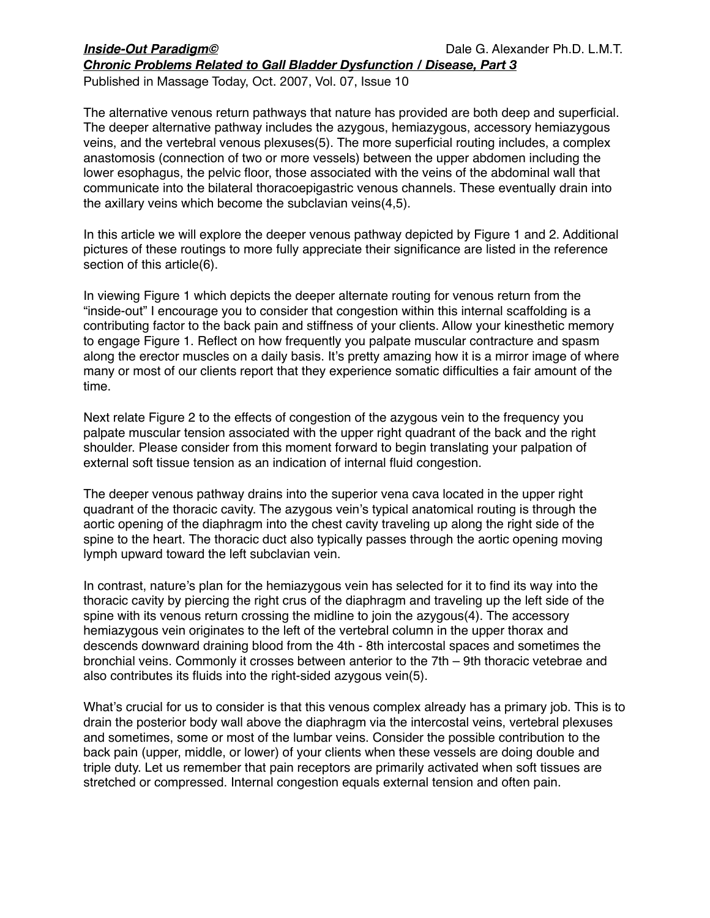***Inside-Out Paradigm©*** Dale G. Alexander Ph.D. L.M.T.

***Chronic Problems Related to Gall Bladder Dysfunction / Disease, Part 3***

Published in Massage Today, Oct. 2007, Vol. 07, Issue 10

The alternative venous return pathways that nature has provided are both deep and superficial. The deeper alternative pathway includes the azygous, hemiazygous, accessory hemiazygous veins, and the vertebral venous plexuses(5). The more superficial routing includes, a complex anastomosis (connection of two or more vessels) between the upper abdomen including the lower esophagus, the pelvic floor, those associated with the veins of the abdominal wall that communicate into the bilateral thoracoepigastric venous channels. These eventually drain into the axillary veins which become the subclavian veins(4,5).

In this article we will explore the deeper venous pathway depicted by Figure 1 and 2. Additional pictures of these routings to more fully appreciate their significance are listed in the reference section of this article(6).

In viewing Figure 1 which depicts the deeper alternate routing for venous return from the "inside-out" I encourage you to consider that congestion within this internal scaffolding is a contributing factor to the back pain and stiffness of your clients. Allow your kinesthetic memory to engage Figure 1. Reflect on how frequently you palpate muscular contracture and spasm along the erector muscles on a daily basis. It's pretty amazing how it is a mirror image of where many or most of our clients report that they experience somatic difficulties a fair amount of the time.

Next relate Figure 2 to the effects of congestion of the azygous vein to the frequency you palpate muscular tension associated with the upper right quadrant of the back and the right shoulder. Please consider from this moment forward to begin translating your palpation of external soft tissue tension as an indication of internal fluid congestion.

The deeper venous pathway drains into the superior vena cava located in the upper right quadrant of the thoracic cavity. The azygous vein's typical anatomical routing is through the aortic opening of the diaphragm into the chest cavity traveling up along the right side of the spine to the heart. The thoracic duct also typically passes through the aortic opening moving lymph upward toward the left subclavian vein.

In contrast, nature's plan for the hemiazygous vein has selected for it to find its way into the thoracic cavity by piercing the right crus of the diaphragm and traveling up the left side of the spine with its venous return crossing the midline to join the azygous(4). The accessory hemiazygous vein originates to the left of the vertebral column in the upper thorax and descends downward draining blood from the 4th - 8th intercostal spaces and sometimes the bronchial veins. Commonly it crosses between anterior to the 7th – 9th thoracic vetebrae and also contributes its fluids into the right-sided azygous vein(5).

What's crucial for us to consider is that this venous complex already has a primary job. This is to drain the posterior body wall above the diaphragm via the intercostal veins, vertebral plexuses and sometimes, some or most of the lumbar veins. Consider the possible contribution to the back pain (upper, middle, or lower) of your clients when these vessels are doing double and triple duty. Let us remember that pain receptors are primarily activated when soft tissues are stretched or compressed. Internal congestion equals external tension and often pain.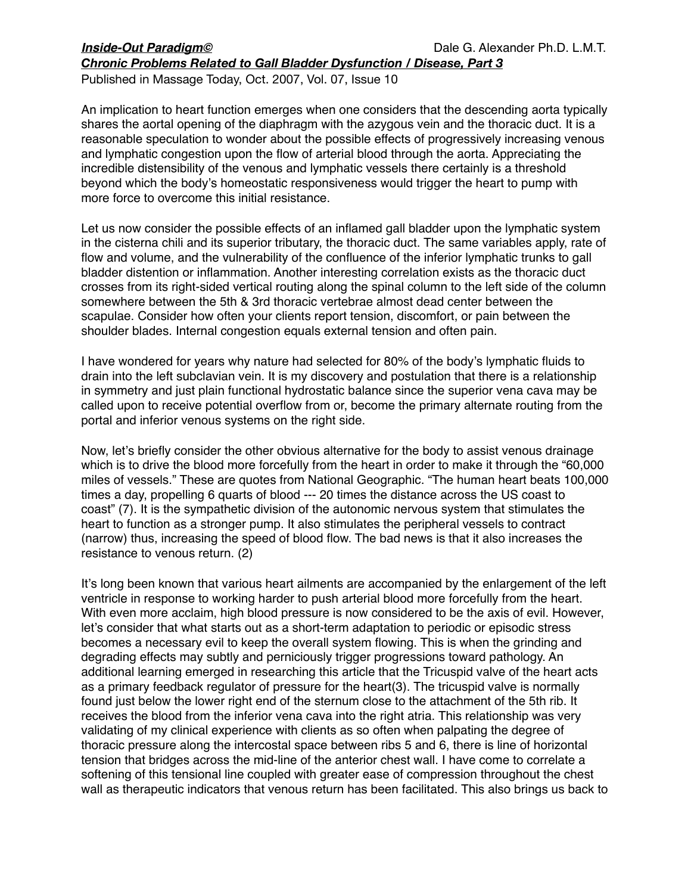An implication to heart function emerges when one considers that the descending aorta typically shares the aortal opening of the diaphragm with the azygous vein and the thoracic duct. It is a reasonable speculation to wonder about the possible effects of progressively increasing venous and lymphatic congestion upon the flow of arterial blood through the aorta. Appreciating the incredible distensibility of the venous and lymphatic vessels there certainly is a threshold beyond which the body's homeostatic responsiveness would trigger the heart to pump with more force to overcome this initial resistance.

Let us now consider the possible effects of an inflamed gall bladder upon the lymphatic system in the cisterna chili and its superior tributary, the thoracic duct. The same variables apply, rate of flow and volume, and the vulnerability of the confluence of the inferior lymphatic trunks to gall bladder distention or inflammation. Another interesting correlation exists as the thoracic duct crosses from its right-sided vertical routing along the spinal column to the left side of the column somewhere between the 5th & 3rd thoracic vertebrae almost dead center between the scapulae. Consider how often your clients report tension, discomfort, or pain between the shoulder blades. Internal congestion equals external tension and often pain.

I have wondered for years why nature had selected for 80% of the body's lymphatic fluids to drain into the left subclavian vein. It is my discovery and postulation that there is a relationship in symmetry and just plain functional hydrostatic balance since the superior vena cava may be called upon to receive potential overflow from or, become the primary alternate routing from the portal and inferior venous systems on the right side.

Now, let's briefly consider the other obvious alternative for the body to assist venous drainage which is to drive the blood more forcefully from the heart in order to make it through the "60,000 miles of vessels." These are quotes from National Geographic. "The human heart beats 100,000 times a day, propelling 6 quarts of blood --- 20 times the distance across the US coast to coast" (7). It is the sympathetic division of the autonomic nervous system that stimulates the heart to function as a stronger pump. It also stimulates the peripheral vessels to contract (narrow) thus, increasing the speed of blood flow. The bad news is that it also increases the resistance to venous return. (2)

It's long been known that various heart ailments are accompanied by the enlargement of the left ventricle in response to working harder to push arterial blood more forcefully from the heart. With even more acclaim, high blood pressure is now considered to be the axis of evil. However, let's consider that what starts out as a short-term adaptation to periodic or episodic stress becomes a necessary evil to keep the overall system flowing. This is when the grinding and degrading effects may subtly and perniciously trigger progressions toward pathology. An additional learning emerged in researching this article that the Tricuspid valve of the heart acts as a primary feedback regulator of pressure for the heart(3). The tricuspid valve is normally found just below the lower right end of the sternum close to the attachment of the 5th rib. It receives the blood from the inferior vena cava into the right atria. This relationship was very validating of my clinical experience with clients as so often when palpating the degree of thoracic pressure along the intercostal space between ribs 5 and 6, there is line of horizontal tension that bridges across the mid-line of the anterior chest wall. I have come to correlate a softening of this tensional line coupled with greater ease of compression throughout the chest wall as therapeutic indicators that venous return has been facilitated. This also brings us back to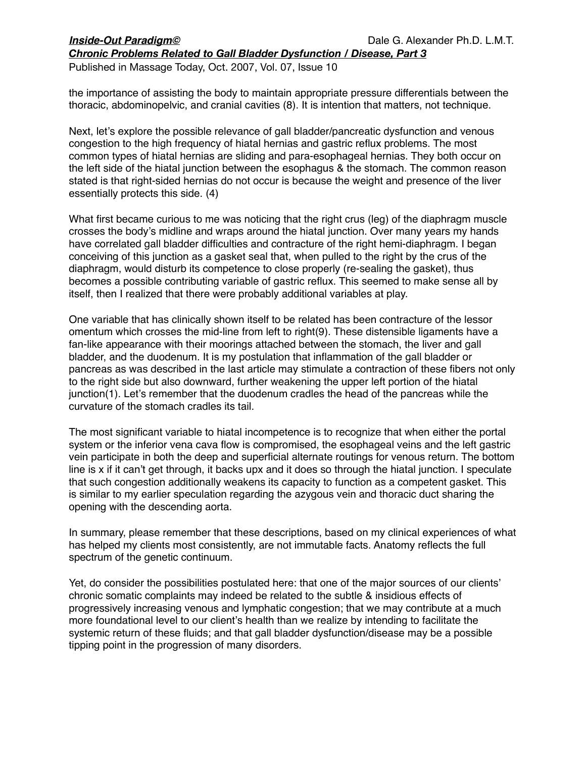the importance of assisting the body to maintain appropriate pressure differentials between the thoracic, abdominopelvic, and cranial cavities (8). It is intention that matters, not technique.

Next, let's explore the possible relevance of gall bladder/pancreatic dysfunction and venous congestion to the high frequency of hiatal hernias and gastric reflux problems. The most common types of hiatal hernias are sliding and para-esophageal hernias. They both occur on the left side of the hiatal junction between the esophagus & the stomach. The common reason stated is that right-sided hernias do not occur is because the weight and presence of the liver essentially protects this side. (4)

What first became curious to me was noticing that the right crus (leg) of the diaphragm muscle crosses the body's midline and wraps around the hiatal junction. Over many years my hands have correlated gall bladder difficulties and contracture of the right hemi-diaphragm. I began conceiving of this junction as a gasket seal that, when pulled to the right by the crus of the diaphragm, would disturb its competence to close properly (re-sealing the gasket), thus becomes a possible contributing variable of gastric reflux. This seemed to make sense all by itself, then I realized that there were probably additional variables at play.

One variable that has clinically shown itself to be related has been contracture of the lessor omentum which crosses the mid-line from left to right(9). These distensible ligaments have a fan-like appearance with their moorings attached between the stomach, the liver and gall bladder, and the duodenum. It is my postulation that inflammation of the gall bladder or pancreas as was described in the last article may stimulate a contraction of these fibers not only to the right side but also downward, further weakening the upper left portion of the hiatal junction(1). Let's remember that the duodenum cradles the head of the pancreas while the curvature of the stomach cradles its tail.

The most significant variable to hiatal incompetence is to recognize that when either the portal system or the inferior vena cava flow is compromised, the esophageal veins and the left gastric vein participate in both the deep and superficial alternate routings for venous return. The bottom line is x if it can't get through, it backs upx and it does so through the hiatal junction. I speculate that such congestion additionally weakens its capacity to function as a competent gasket. This is similar to my earlier speculation regarding the azygous vein and thoracic duct sharing the opening with the descending aorta.

In summary, please remember that these descriptions, based on my clinical experiences of what has helped my clients most consistently, are not immutable facts. Anatomy reflects the full spectrum of the genetic continuum.

Yet, do consider the possibilities postulated here: that one of the major sources of our clients' chronic somatic complaints may indeed be related to the subtle & insidious effects of progressively increasing venous and lymphatic congestion; that we may contribute at a much more foundational level to our client's health than we realize by intending to facilitate the systemic return of these fluids; and that gall bladder dysfunction/disease may be a possible tipping point in the progression of many disorders.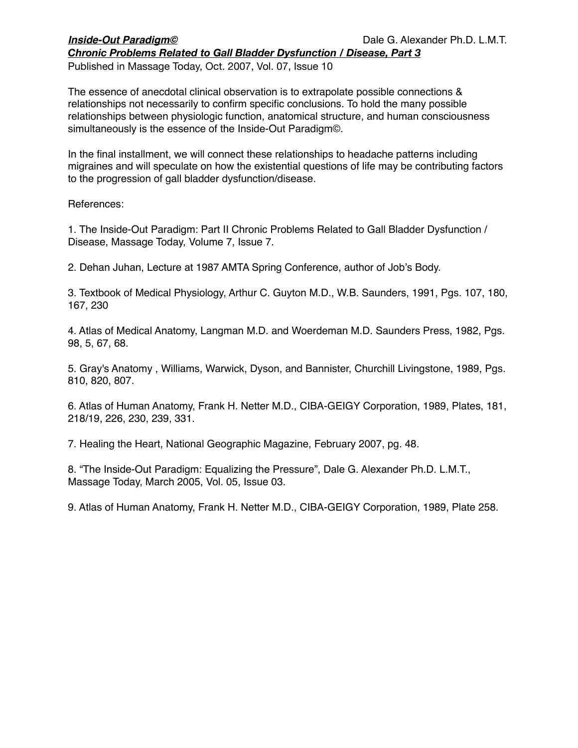The essence of anecdotal clinical observation is to extrapolate possible connections & relationships not necessarily to confirm specific conclusions. To hold the many possible relationships between physiologic function, anatomical structure, and human consciousness simultaneously is the essence of the Inside-Out Paradigm©.

In the final installment, we will connect these relationships to headache patterns including migraines and will speculate on how the existential questions of life may be contributing factors to the progression of gall bladder dysfunction/disease.

References:

1. The Inside-Out Paradigm: Part II Chronic Problems Related to Gall Bladder Dysfunction / Disease, Massage Today, Volume 7, Issue 7.

2. Dehan Juhan, Lecture at 1987 AMTA Spring Conference, author of Job's Body.

3. Textbook of Medical Physiology, Arthur C. Guyton M.D., W.B. Saunders, 1991, Pgs. 107, 180, 167, 230

4. Atlas of Medical Anatomy, Langman M.D. and Woerdeman M.D. Saunders Press, 1982, Pgs. 98, 5, 67, 68.

5. Gray's Anatomy , Williams, Warwick, Dyson, and Bannister, Churchill Livingstone, 1989, Pgs. 810, 820, 807.

6. Atlas of Human Anatomy, Frank H. Netter M.D., CIBA-GEIGY Corporation, 1989, Plates, 181, 218/19, 226, 230, 239, 331.

7. Healing the Heart, National Geographic Magazine, February 2007, pg. 48.

8. "The Inside-Out Paradigm: Equalizing the Pressure", Dale G. Alexander Ph.D. L.M.T., Massage Today, March 2005, Vol. 05, Issue 03.

9. Atlas of Human Anatomy, Frank H. Netter M.D., CIBA-GEIGY Corporation, 1989, Plate 258.